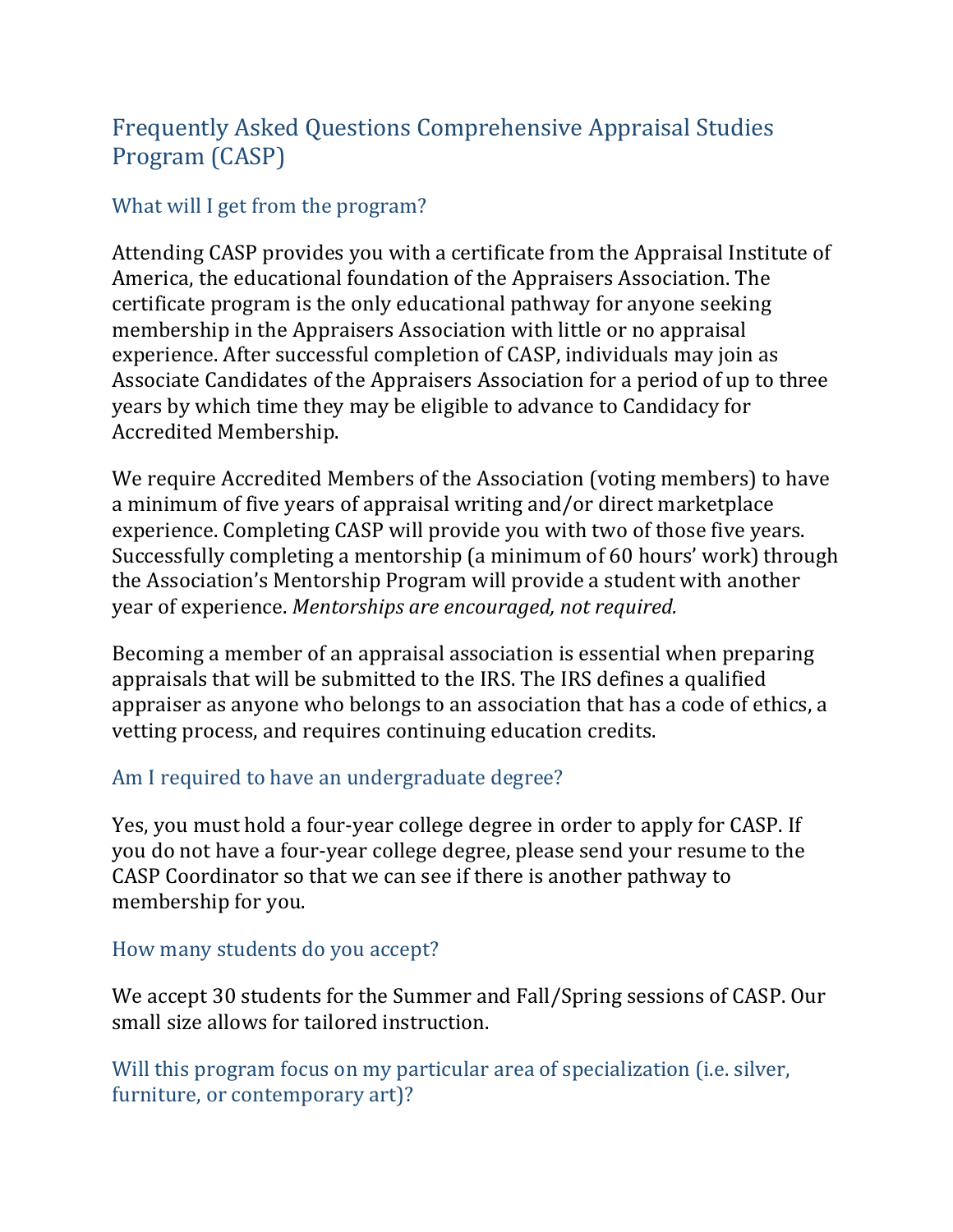# Frequently Asked Questions Comprehensive Appraisal Studies Program (CASP)

## What will I get from the program?

Attending CASP provides you with a certificate from the Appraisal Institute of America, the educational foundation of the Appraisers Association. The certificate program is the only educational pathway for anyone seeking membership in the Appraisers Association with little or no appraisal experience. After successful completion of CASP, individuals may join as Associate Candidates of the Appraisers Association for a period of up to three years by which time they may be eligible to advance to Candidacy for Accredited Membership.

We require Accredited Members of the Association (voting members) to have a minimum of five years of appraisal writing and/or direct marketplace experience. Completing CASP will provide you with two of those five years. Successfully completing a mentorship (a minimum of 60 hours' work) through the Association's Mentorship Program will provide a student with another year of experience. *Mentorships are encouraged, not required.*

Becoming a member of an appraisal association is essential when preparing appraisals that will be submitted to the IRS. The IRS defines a qualified appraiser as anyone who belongs to an association that has a code of ethics, a vetting process, and requires continuing education credits.

## Am I required to have an undergraduate degree?

Yes, you must hold a four-year college degree in order to apply for CASP. If you do not have a four-year college degree, please send your resume to the CASP Coordinator so that we can see if there is another pathway to membership for you.

## How many students do you accept?

We accept 30 students for the Summer and Fall/Spring sessions of CASP. Our small size allows for tailored instruction.

## Will this program focus on my particular area of specialization (i.e. silver, furniture, or contemporary art)?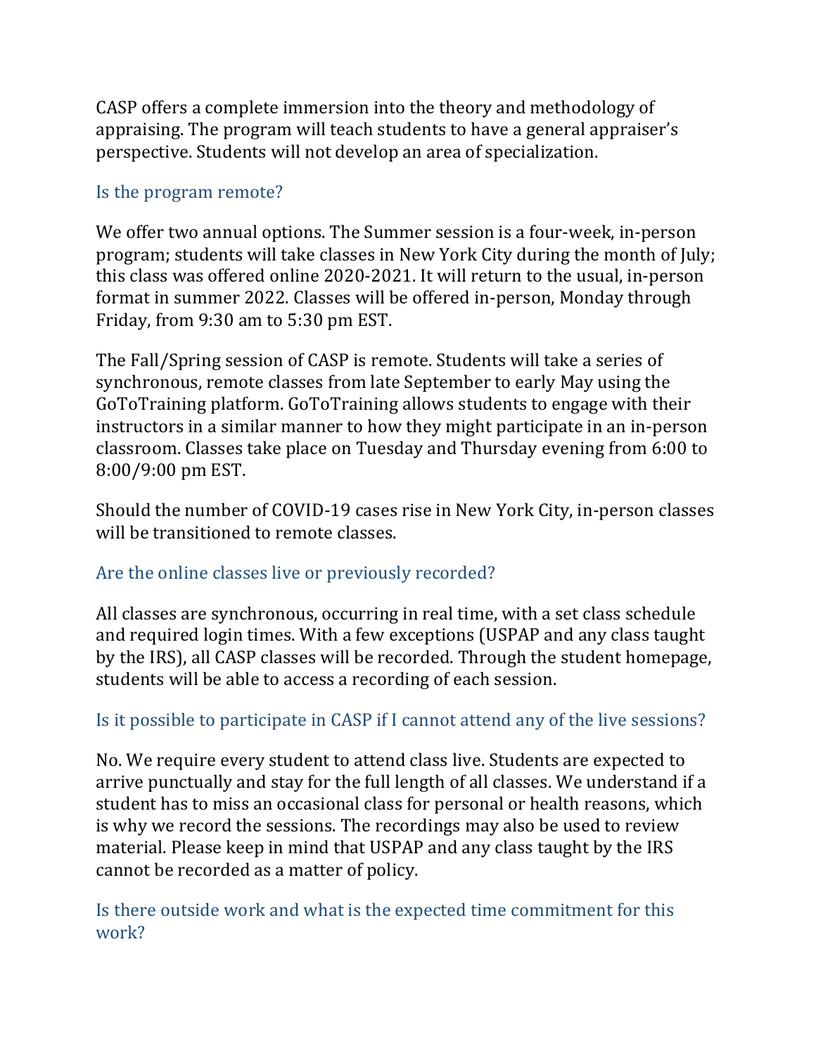CASP offers a complete immersion into the theory and methodology of appraising. The program will teach students to have a general appraiser's perspective. Students will not develop an area of specialization.

### Is the program remote?

We offer two annual options. The Summer session is a four-week, in-person program; students will take classes in New York City during the month of July; this class was offered online 2020-2021. It will return to the usual, in-person format in summer 2022. Classes will be offered in-person, Monday through Friday, from 9:30 am to 5:30 pm EST.

The Fall/Spring session of CASP is remote. Students will take a series of synchronous, remote classes from late September to early May using the GoToTraining platform. GoToTraining allows students to engage with their instructors in a similar manner to how they might participate in an in-person classroom. Classes take place on Tuesday and Thursday evening from 6:00 to 8:00/9:00 pm EST.

Should the number of COVID-19 cases rise in New York City, in-person classes will be transitioned to remote classes.

### Are the online classes live or previously recorded?

All classes are synchronous, occurring in real time, with a set class schedule and required login times. With a few exceptions (USPAP and any class taught by the IRS), all CASP classes will be recorded. Through the student homepage, students will be able to access a recording of each session.

### Is it possible to participate in CASP if I cannot attend any of the live sessions?

No. We require every student to attend class live. Students are expected to arrive punctually and stay for the full length of all classes. We understand if a student has to miss an occasional class for personal or health reasons, which is why we record the sessions. The recordings may also be used to review material. Please keep in mind that USPAP and any class taught by the IRS cannot be recorded as a matter of policy.

### Is there outside work and what is the expected time commitment for this work?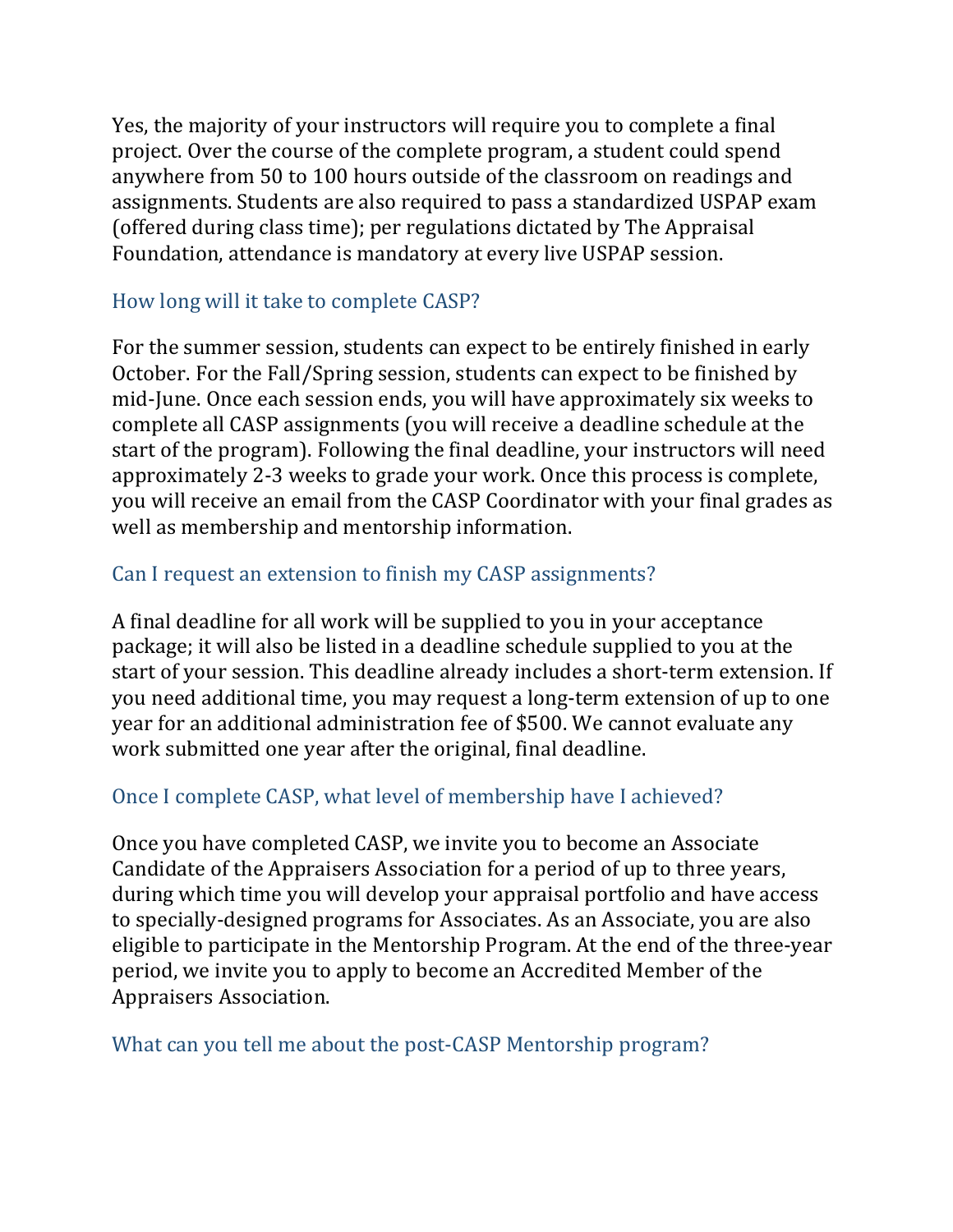Yes, the majority of your instructors will require you to complete a final project. Over the course of the complete program, a student could spend anywhere from 50 to 100 hours outside of the classroom on readings and assignments. Students are also required to pass a standardized USPAP exam (offered during class time); per regulations dictated by The Appraisal Foundation, attendance is mandatory at every live USPAP session.

### How long will it take to complete CASP?

For the summer session, students can expect to be entirely finished in early October. For the Fall/Spring session, students can expect to be finished by mid-June. Once each session ends, you will have approximately six weeks to complete all CASP assignments (you will receive a deadline schedule at the start of the program). Following the final deadline, your instructors will need approximately 2-3 weeks to grade your work. Once this process is complete, you will receive an email from the CASP Coordinator with your final grades as well as membership and mentorship information.

### Can I request an extension to finish my CASP assignments?

A final deadline for all work will be supplied to you in your acceptance package; it will also be listed in a deadline schedule supplied to you at the start of your session. This deadline already includes a short-term extension. If you need additional time, you may request a long-term extension of up to one year for an additional administration fee of $500. We cannot evaluate any work submitted one year after the original, final deadline.

### Once I complete CASP, what level of membership have I achieved?

Once you have completed CASP, we invite you to become an Associate Candidate of the Appraisers Association for a period of up to three years, during which time you will develop your appraisal portfolio and have access to specially-designed programs for Associates. As an Associate, you are also eligible to participate in the Mentorship Program. At the end of the three-year period, we invite you to apply to become an Accredited Member of the Appraisers Association.

### What can you tell me about the post-CASP Mentorship program?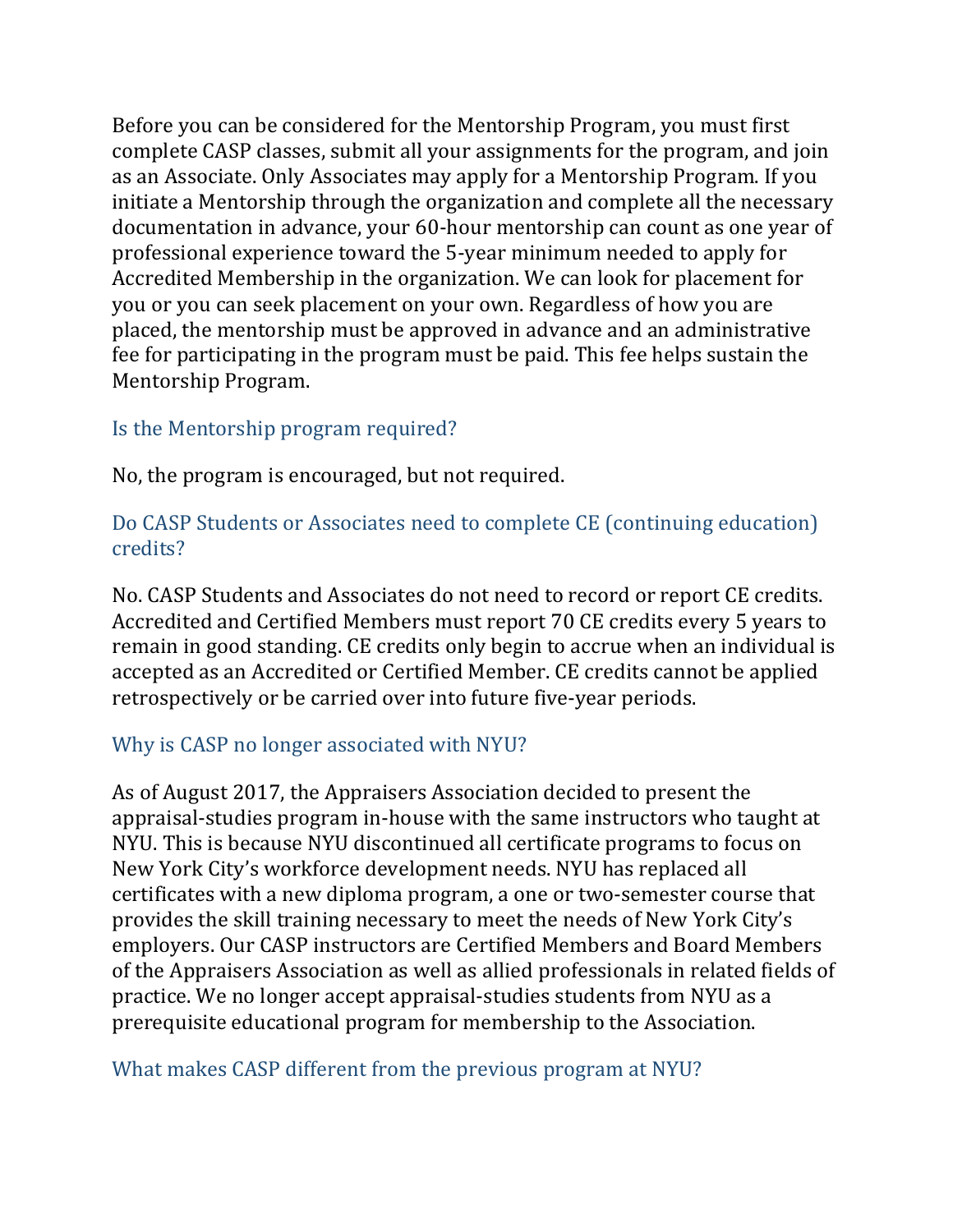Before you can be considered for the Mentorship Program, you must first complete CASP classes, submit all your assignments for the program, and join as an Associate. Only Associates may apply for a Mentorship Program. If you initiate a Mentorship through the organization and complete all the necessary documentation in advance, your 60-hour mentorship can count as one year of professional experience toward the 5-year minimum needed to apply for Accredited Membership in the organization. We can look for placement for you or you can seek placement on your own. Regardless of how you are placed, the mentorship must be approved in advance and an administrative fee for participating in the program must be paid. This fee helps sustain the Mentorship Program.

### Is the Mentorship program required?

No, the program is encouraged, but not required.

### Do CASP Students or Associates need to complete CE (continuing education) credits?

No. CASP Students and Associates do not need to record or report CE credits. Accredited and Certified Members must report 70 CE credits every 5 years to remain in good standing. CE credits only begin to accrue when an individual is accepted as an Accredited or Certified Member. CE credits cannot be applied retrospectively or be carried over into future five-year periods.

### Why is CASP no longer associated with NYU?

As of August 2017, the Appraisers Association decided to present the appraisal-studies program in-house with the same instructors who taught at NYU. This is because NYU discontinued all certificate programs to focus on New York City's workforce development needs. NYU has replaced all certificates with a new diploma program, a one or two-semester course that provides the skill training necessary to meet the needs of New York City's employers. Our CASP instructors are Certified Members and Board Members of the Appraisers Association as well as allied professionals in related fields of practice. We no longer accept appraisal-studies students from NYU as a prerequisite educational program for membership to the Association.

### What makes CASP different from the previous program at NYU?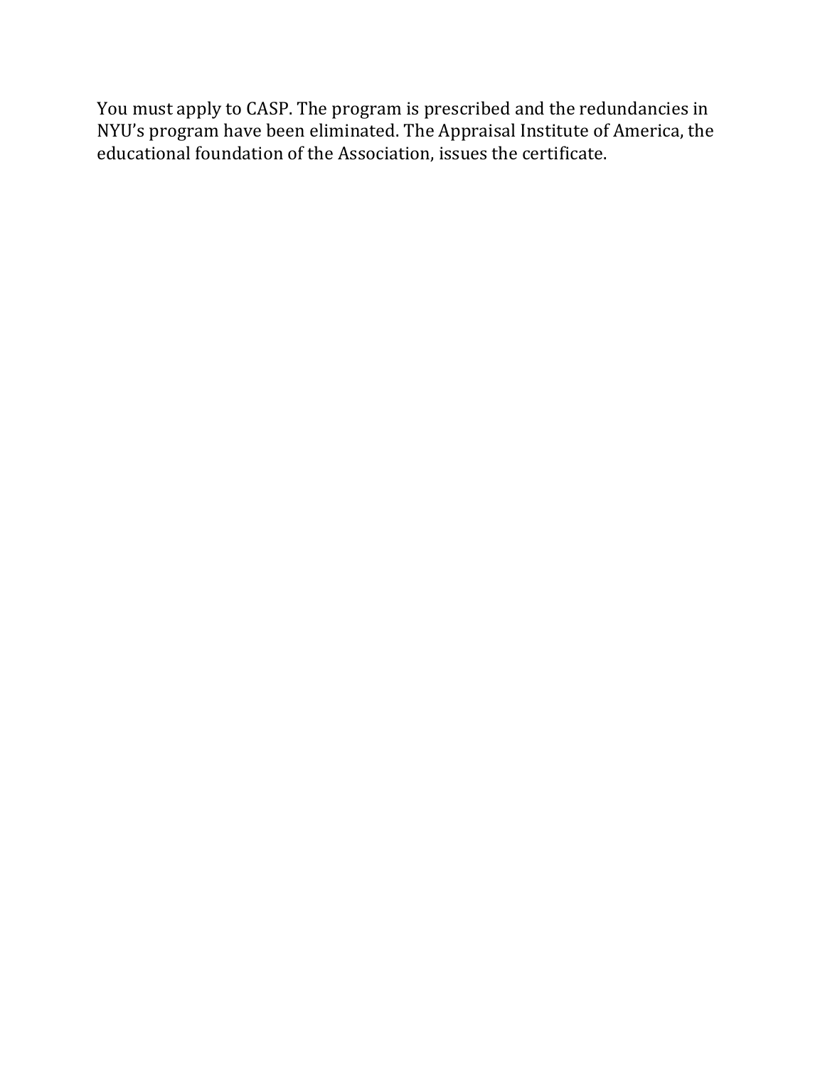You must apply to CASP. The program is prescribed and the redundancies in NYU's program have been eliminated. The Appraisal Institute of America, the educational foundation of the Association, issues the certificate.